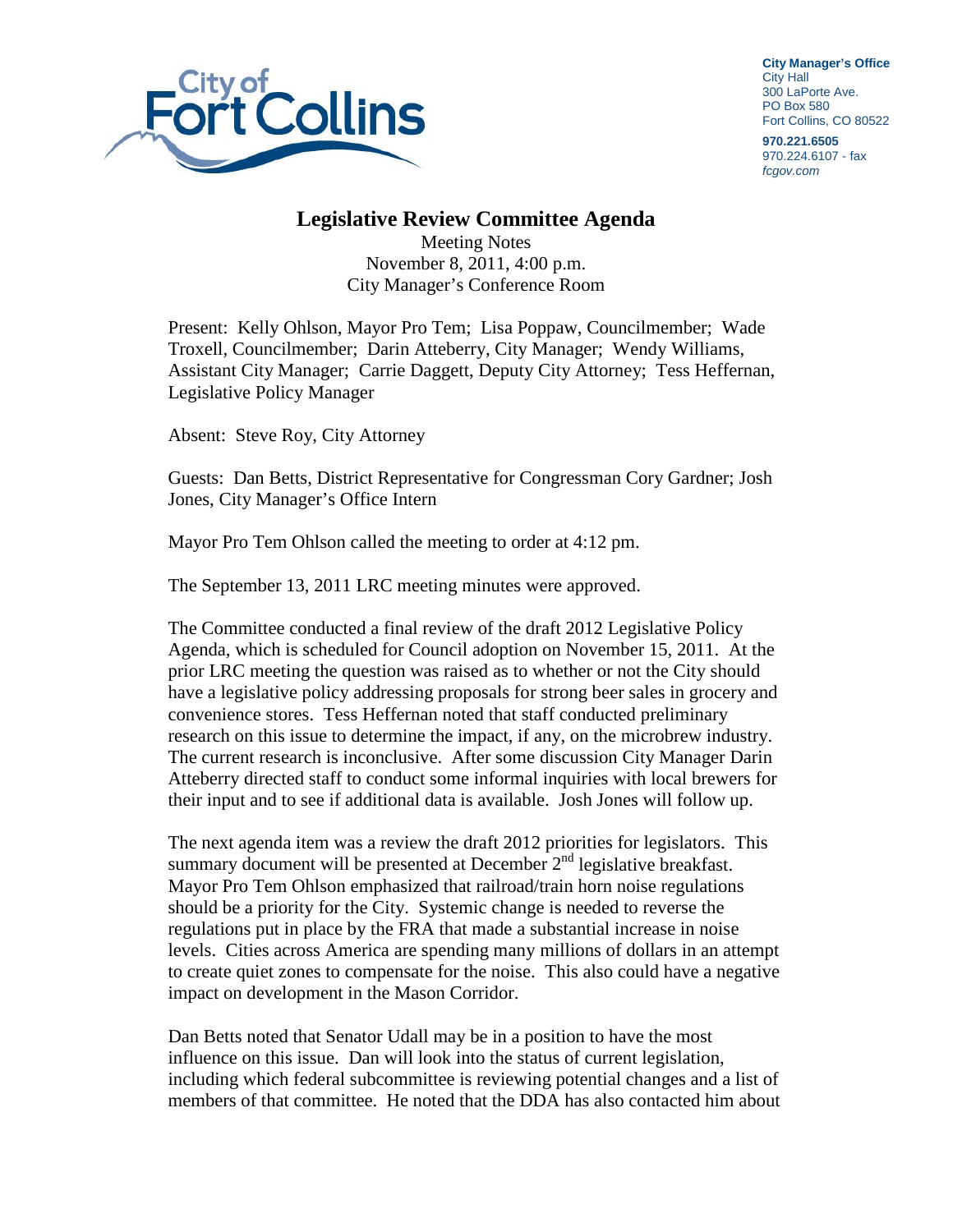**City Manager's Office**
City Hall
300 LaPorte Ave.
PO Box 580
Fort Collins, CO 80522

**970.221.6505**
970.224.6107 - fax
*fcgov.com*

# Legislative Review Committee Agenda

Meeting Notes
November 8, 2011, 4:00 p.m.
City Manager's Conference Room

Present: Kelly Ohlson, Mayor Pro Tem; Lisa Poppaw, Councilmember; Wade Troxell, Councilmember; Darin Atteberry, City Manager; Wendy Williams, Assistant City Manager; Carrie Daggett, Deputy City Attorney; Tess Heffernan, Legislative Policy Manager

Absent: Steve Roy, City Attorney

Guests: Dan Betts, District Representative for Congressman Cory Gardner; Josh Jones, City Manager's Office Intern

Mayor Pro Tem Ohlson called the meeting to order at 4:12 pm.

The September 13, 2011 LRC meeting minutes were approved.

The Committee conducted a final review of the draft 2012 Legislative Policy Agenda, which is scheduled for Council adoption on November 15, 2011. At the prior LRC meeting the question was raised as to whether or not the City should have a legislative policy addressing proposals for strong beer sales in grocery and convenience stores. Tess Heffernan noted that staff conducted preliminary research on this issue to determine the impact, if any, on the microbrew industry. The current research is inconclusive. After some discussion City Manager Darin Atteberry directed staff to conduct some informal inquiries with local brewers for their input and to see if additional data is available. Josh Jones will follow up.

The next agenda item was a review the draft 2012 priorities for legislators. This summary document will be presented at December 2nd legislative breakfast. Mayor Pro Tem Ohlson emphasized that railroad/train horn noise regulations should be a priority for the City. Systemic change is needed to reverse the regulations put in place by the FRA that made a substantial increase in noise levels. Cities across America are spending many millions of dollars in an attempt to create quiet zones to compensate for the noise. This also could have a negative impact on development in the Mason Corridor.

Dan Betts noted that Senator Udall may be in a position to have the most influence on this issue. Dan will look into the status of current legislation, including which federal subcommittee is reviewing potential changes and a list of members of that committee. He noted that the DDA has also contacted him about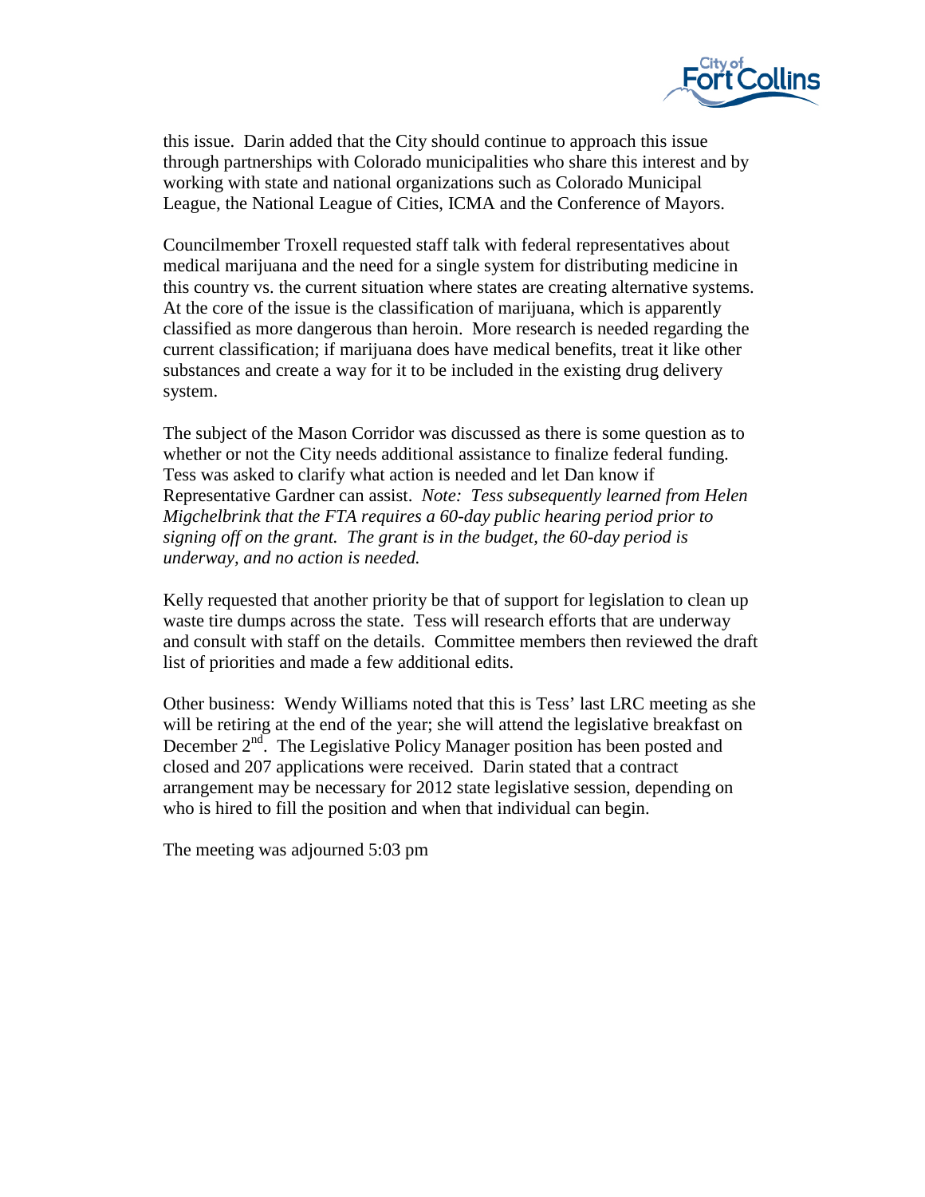this issue. Darin added that the City should continue to approach this issue through partnerships with Colorado municipalities who share this interest and by working with state and national organizations such as Colorado Municipal League, the National League of Cities, ICMA and the Conference of Mayors.

Councilmember Troxell requested staff talk with federal representatives about medical marijuana and the need for a single system for distributing medicine in this country vs. the current situation where states are creating alternative systems. At the core of the issue is the classification of marijuana, which is apparently classified as more dangerous than heroin. More research is needed regarding the current classification; if marijuana does have medical benefits, treat it like other substances and create a way for it to be included in the existing drug delivery system.

The subject of the Mason Corridor was discussed as there is some question as to whether or not the City needs additional assistance to finalize federal funding. Tess was asked to clarify what action is needed and let Dan know if Representative Gardner can assist. *Note: Tess subsequently learned from Helen Migchelbrink that the FTA requires a 60-day public hearing period prior to signing off on the grant. The grant is in the budget, the 60-day period is underway, and no action is needed.*

Kelly requested that another priority be that of support for legislation to clean up waste tire dumps across the state. Tess will research efforts that are underway and consult with staff on the details. Committee members then reviewed the draft list of priorities and made a few additional edits.

Other business: Wendy Williams noted that this is Tess' last LRC meeting as she will be retiring at the end of the year; she will attend the legislative breakfast on December 2nd. The Legislative Policy Manager position has been posted and closed and 207 applications were received. Darin stated that a contract arrangement may be necessary for 2012 state legislative session, depending on who is hired to fill the position and when that individual can begin.

The meeting was adjourned 5:03 pm